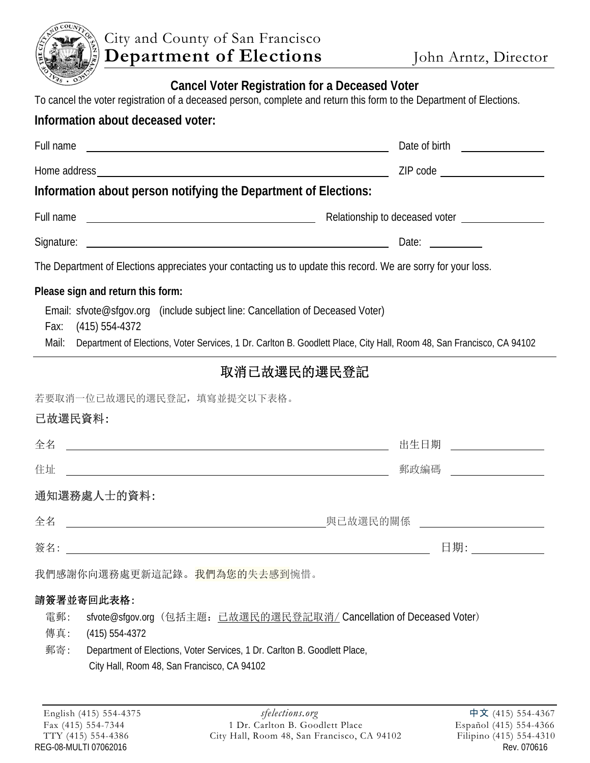City and County of San Francisco
**Department of Elections**
John Arntz, Director

## Cancel Voter Registration for a Deceased Voter

To cancel the voter registration of a deceased person, complete and return this form to the Department of Elections.

### Information about deceased voter:

Full name ______________________________ Date of birth ______________

Home address ______________________________ ZIP code ______________

### Information about person notifying the Department of Elections:

Full name ______________________________ Relationship to deceased voter ______________

Signature: ______________________________ Date: __________

The Department of Elections appreciates your contacting us to update this record. We are sorry for your loss.

**Please sign and return this form:**

Email: sfvote@sfgov.org (include subject line: Cancellation of Deceased Voter)
Fax: (415) 554-4372
Mail: Department of Elections, Voter Services, 1 Dr. Carlton B. Goodlett Place, City Hall, Room 48, San Francisco, CA 94102

---

## 取消已故選民的選民登記

若要取消一位已故選民的選民登記，填寫並提交以下表格。

### 已故選民資料:

全名 ______________________________ 出生日期 ______________

住址 ______________________________ 郵政編碼 ______________

### 通知選務處人士的資料:

全名 ______________________________ 與已故選民的關係 ______________

簽名: ______________________________ 日期: ______________

我們感謝你向選務處更新這記錄。我們為您的失去感到惋惜。

**請簽署並寄回此表格:**

電郵: sfvote@sfgov.org（包括主題：已故選民的選民登記取消/ Cancellation of Deceased Voter）
傳真: (415) 554-4372
郵寄: Department of Elections, Voter Services, 1 Dr. Carlton B. Goodlett Place, City Hall, Room 48, San Francisco, CA 94102

---

English (415) 554-4375
Fax (415) 554-7344
TTY (415) 554-4386

*sfelections.org*
1 Dr. Carlton B. Goodlett Place
City Hall, Room 48, San Francisco, CA 94102

中文 (415) 554-4367
Español (415) 554-4366
Filipino (415) 554-4310

REG-08-MULTI 07062016
Rev. 070616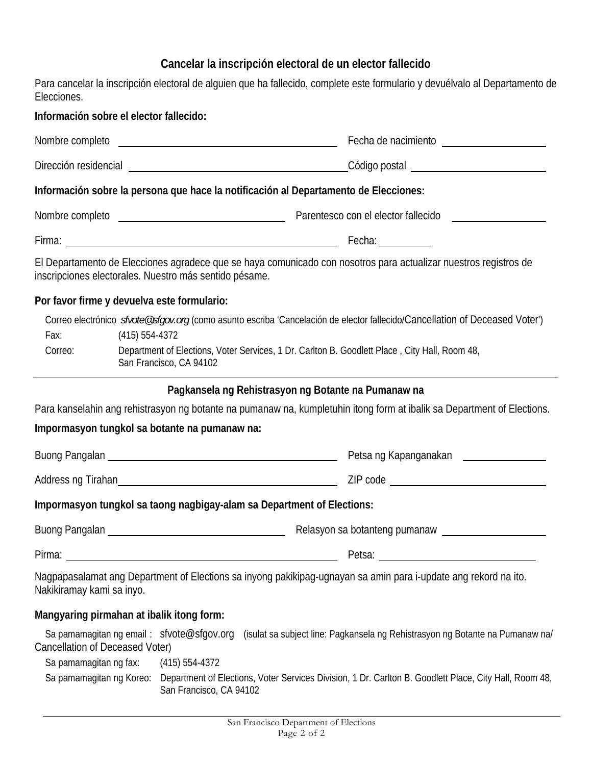## Cancelar la inscripción electoral de un elector fallecido

Para cancelar la inscripción electoral de alguien que ha fallecido, complete este formulario y devuélvalo al Departamento de Elecciones.

**Información sobre el elector fallecido:**

Nombre completo ______________________________ Fecha de nacimiento ______________

Dirección residencial ______________________________ Código postal ______________

**Información sobre la persona que hace la notificación al Departamento de Elecciones:**

Nombre completo ______________________ Parentesco con el elector fallecido ______________

Firma: ______________________________________ Fecha: ________

El Departamento de Elecciones agradece que se haya comunicado con nosotros para actualizar nuestros registros de inscripciones electorales. Nuestro más sentido pésame.

**Por favor firme y devuelva este formulario:**

Correo electrónico *sfvote@sfgov.org* (como asunto escriba 'Cancelación de elector fallecido/Cancellation of Deceased Voter')

Fax: (415) 554-4372

Correo: Department of Elections, Voter Services, 1 Dr. Carlton B. Goodlett Place , City Hall, Room 48, San Francisco, CA 94102

---

## Pagkansela ng Rehistrasyon ng Botante na Pumanaw na

Para kanselahin ang rehistrasyon ng botante na pumanaw na, kumpletuhin itong form at ibalik sa Department of Elections.

**Impormasyon tungkol sa botante na pumanaw na:**

Buong Pangalan ______________________________ Petsa ng Kapanganakan ______________

Address ng Tirahan ______________________________ ZIP code ______________

**Impormasyon tungkol sa taong nagbigay-alam sa Department of Elections:**

Buong Pangalan ______________________ Relasyon sa botanteng pumanaw ______________

Pirma: ______________________________________ Petsa: ______________

Nagpapasalamat ang Department of Elections sa inyong pakikipag-ugnayan sa amin para i-update ang rekord na ito. Nakikiramay kami sa inyo.

**Mangyaring pirmahan at ibalik itong form:**

Sa pamamagitan ng email : sfvote@sfgov.org (isulat sa subject line: Pagkansela ng Rehistrasyon ng Botante na Pumanaw na/ Cancellation of Deceased Voter)

Sa pamamagitan ng fax: (415) 554-4372

Sa pamamagitan ng Koreo: Department of Elections, Voter Services Division, 1 Dr. Carlton B. Goodlett Place, City Hall, Room 48, San Francisco, CA 94102

San Francisco Department of Elections